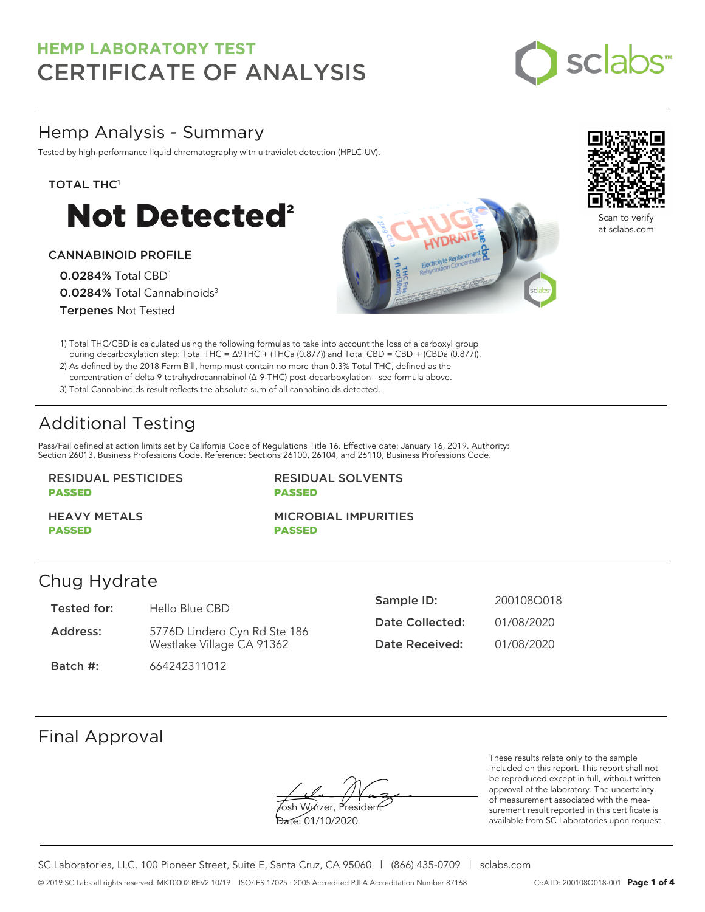# HEMP LABORATORY TEST
# CERTIFICATE OF ANALYSIS

## Hemp Analysis - Summary

Tested by high-performance liquid chromatography with ultraviolet detection (HPLC-UV).

**TOTAL THC**[1]

# Not Detected[2]

**CANNABINOID PROFILE**

**0.0284%** Total CBD[1]
**0.0284%** Total Cannabinoids[3]
**Terpenes** Not Tested

Scan to verify at sclabs.com

1) Total THC/CBD is calculated using the following formulas to take into account the loss of a carboxyl group during decarboxylation step: Total THC = Δ9THC + (THCa (0.877)) and Total CBD = CBD + (CBDa (0.877)).
2) As defined by the 2018 Farm Bill, hemp must contain no more than 0.3% Total THC, defined as the concentration of delta-9 tetrahydrocannabinol (Δ-9-THC) post-decarboxylation - see formula above.
3) Total Cannabinoids result reflects the absolute sum of all cannabinoids detected.

## Additional Testing

Pass/Fail defined at action limits set by California Code of Regulations Title 16. Effective date: January 16, 2019. Authority: Section 26013, Business Professions Code. Reference: Sections 26100, 26104, and 26110, Business Professions Code.

| | |
|---|---|
| RESIDUAL PESTICIDES **PASSED** | RESIDUAL SOLVENTS **PASSED** |
| HEAVY METALS **PASSED** | MICROBIAL IMPURITIES **PASSED** |

## Chug Hydrate

| | | | |
|---|---|---|---|
| **Tested for:** | Hello Blue CBD | **Sample ID:** | 200108Q018 |
| **Address:** | 5776D Lindero Cyn Rd Ste 186, Westlake Village CA 91362 | **Date Collected:** | 01/08/2020 |
| **Batch #:** | 664242311012 | **Date Received:** | 01/08/2020 |

## Final Approval

Josh Wurzer, President
Date: 01/10/2020

These results relate only to the sample included on this report. This report shall not be reproduced except in full, without written approval of the laboratory. The uncertainty of measurement associated with the measurement result reported in this certificate is available from SC Laboratories upon request.

SC Laboratories, LLC. 100 Pioneer Street, Suite E, Santa Cruz, CA 95060 | (866) 435-0709 | sclabs.com

© 2019 SC Labs all rights reserved. MKT0002 REV2 10/19 ISO/IES 17025 : 2005 Accredited PJLA Accreditation Number 87168 CoA ID: 200108Q018-001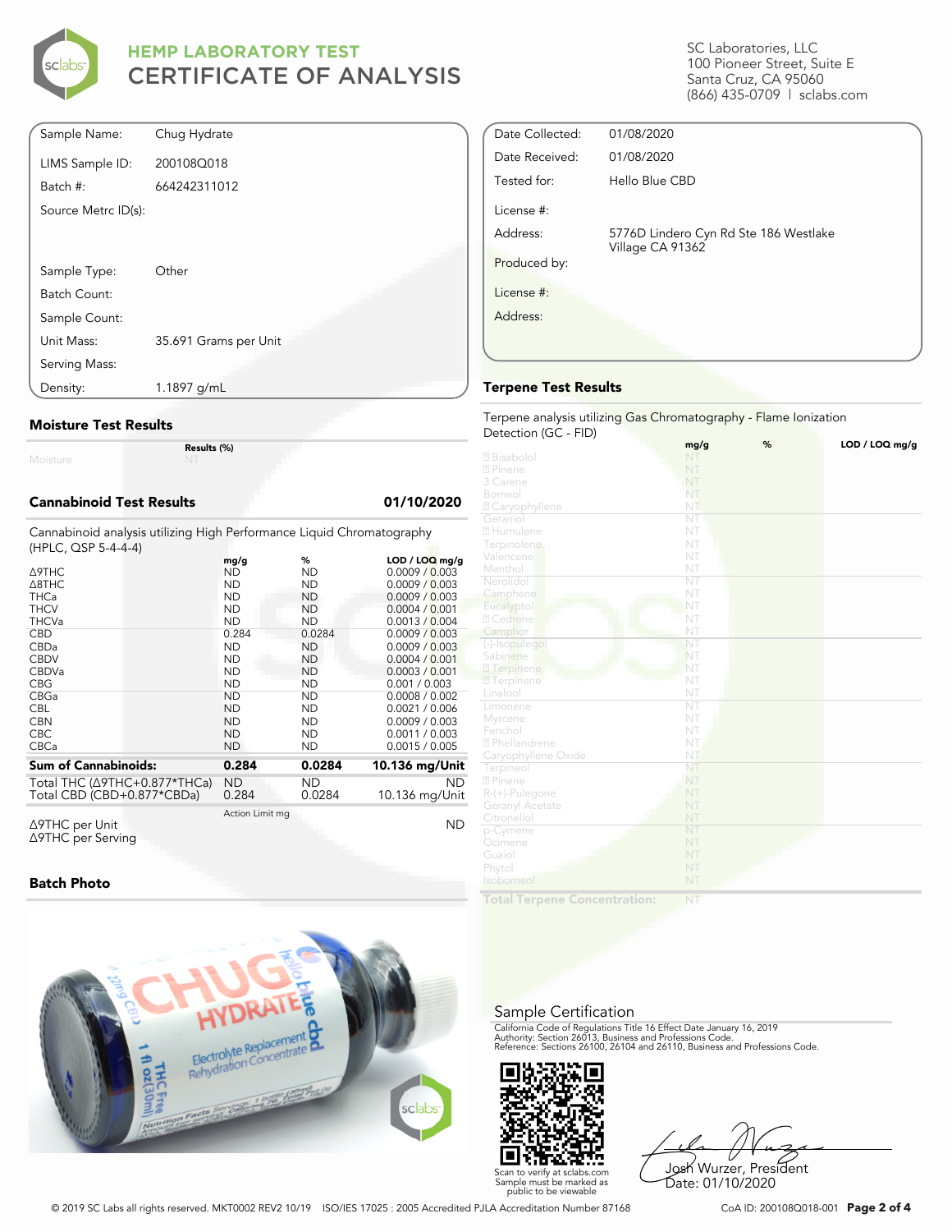# HEMP LABORATORY TEST
## CERTIFICATE OF ANALYSIS

SC Laboratories, LLC
100 Pioneer Street, Suite E
Santa Cruz, CA 95060
(866) 435-0709 | sclabs.com

| | |
|---|---|
| Sample Name: | Chug Hydrate |
| LIMS Sample ID: | 200108Q018 |
| Batch #: | 664242311012 |
| Source Metrc ID(s): | |
| Sample Type: | Other |
| Batch Count: | |
| Sample Count: | |
| Unit Mass: | 35.691 Grams per Unit |
| Serving Mass: | |
| Density: | 1.1897 g/mL |

| | |
|---|---|
| Date Collected: | 01/08/2020 |
| Date Received: | 01/08/2020 |
| Tested for: | Hello Blue CBD |
| License #: | |
| Address: | 5776D Lindero Cyn Rd Ste 186 Westlake Village CA 91362 |
| Produced by: | |
| License #: | |
| Address: | |

### Moisture Test Results

| | Results (%) |
|---|---|
| Moisture | NT |

### Cannabinoid Test Results 01/10/2020

Cannabinoid analysis utilizing High Performance Liquid Chromatography (HPLC, QSP 5-4-4-4)

| | mg/g | % | LOD / LOQ mg/g |
|---|---|---|---|
| Δ9THC | ND | ND | 0.0009 / 0.003 |
| Δ8THC | ND | ND | 0.0009 / 0.003 |
| THCa | ND | ND | 0.0009 / 0.003 |
| THCV | ND | ND | 0.0004 / 0.001 |
| THCVa | ND | ND | 0.0013 / 0.004 |
| CBD | 0.284 | 0.0284 | 0.0009 / 0.003 |
| CBDa | ND | ND | 0.0009 / 0.003 |
| CBDV | ND | ND | 0.0004 / 0.001 |
| CBDVa | ND | ND | 0.0003 / 0.001 |
| CBG | ND | ND | 0.001 / 0.003 |
| CBGa | ND | ND | 0.0008 / 0.002 |
| CBL | ND | ND | 0.0021 / 0.006 |
| CBN | ND | ND | 0.0009 / 0.003 |
| CBC | ND | ND | 0.0011 / 0.003 |
| CBCa | ND | ND | 0.0015 / 0.005 |
| **Sum of Cannabinoids:** | **0.284** | **0.0284** | **10.136 mg/Unit** |
| Total THC (Δ9THC+0.877*THCa) | ND | ND | ND |
| Total CBD (CBD+0.877*CBDa) | 0.284 | 0.0284 | 10.136 mg/Unit |

| | Action Limit mg | |
|---|---|---|
| Δ9THC per Unit | | ND |
| Δ9THC per Serving | | |

### Batch Photo

### Terpene Test Results

Terpene analysis utilizing Gas Chromatography - Flame Ionization Detection (GC - FID)

| | mg/g | % | LOD / LOQ mg/g |
|---|---|---|---|
| Bisabolol | NT | | |
| Pinene | NT | | |
| 3 Carene | NT | | |
| Borneol | NT | | |
| Caryophyllene | NT | | |
| Geraniol | NT | | |
| Humulene | NT | | |
| Terpinolene | NT | | |
| Valencene | NT | | |
| Menthol | NT | | |
| Nerolidol | NT | | |
| Camphene | NT | | |
| Eucalyptol | NT | | |
| Cedrene | NT | | |
| Camphor | NT | | |
| (-)-Isopulegol | NT | | |
| Sabinene | NT | | |
| Terpinene | NT | | |
| Terpinene | NT | | |
| Linalool | NT | | |
| Limonene | NT | | |
| Myrcene | NT | | |
| Fenchol | NT | | |
| Phellandrene | NT | | |
| Caryophyllene Oxide | NT | | |
| Terpineol | NT | | |
| Pinene | NT | | |
| R-(+)-Pulegone | NT | | |
| Geranyl Acetate | NT | | |
| Citronellol | NT | | |
| p-Cymene | NT | | |
| Ocimene | NT | | |
| Guaiol | NT | | |
| Phytol | NT | | |
| Isoborneol | NT | | |
| **Total Terpene Concentration:** | NT | | |

### Sample Certification

California Code of Regulations Title 16 Effect Date January 16, 2019
Authority: Section 26013, Business and Professions Code.
Reference: Sections 26100, 26104 and 26110, Business and Professions Code.

Scan to verify at sclabs.com
Sample must be marked as public to be viewable

Josh Wurzer, President
Date: 01/10/2020

© 2019 SC Labs all rights reserved. MKT0002 REV2 10/19 ISO/IES 17025 : 2005 Accredited PJLA Accreditation Number 87168 CoA ID: 200108Q018-001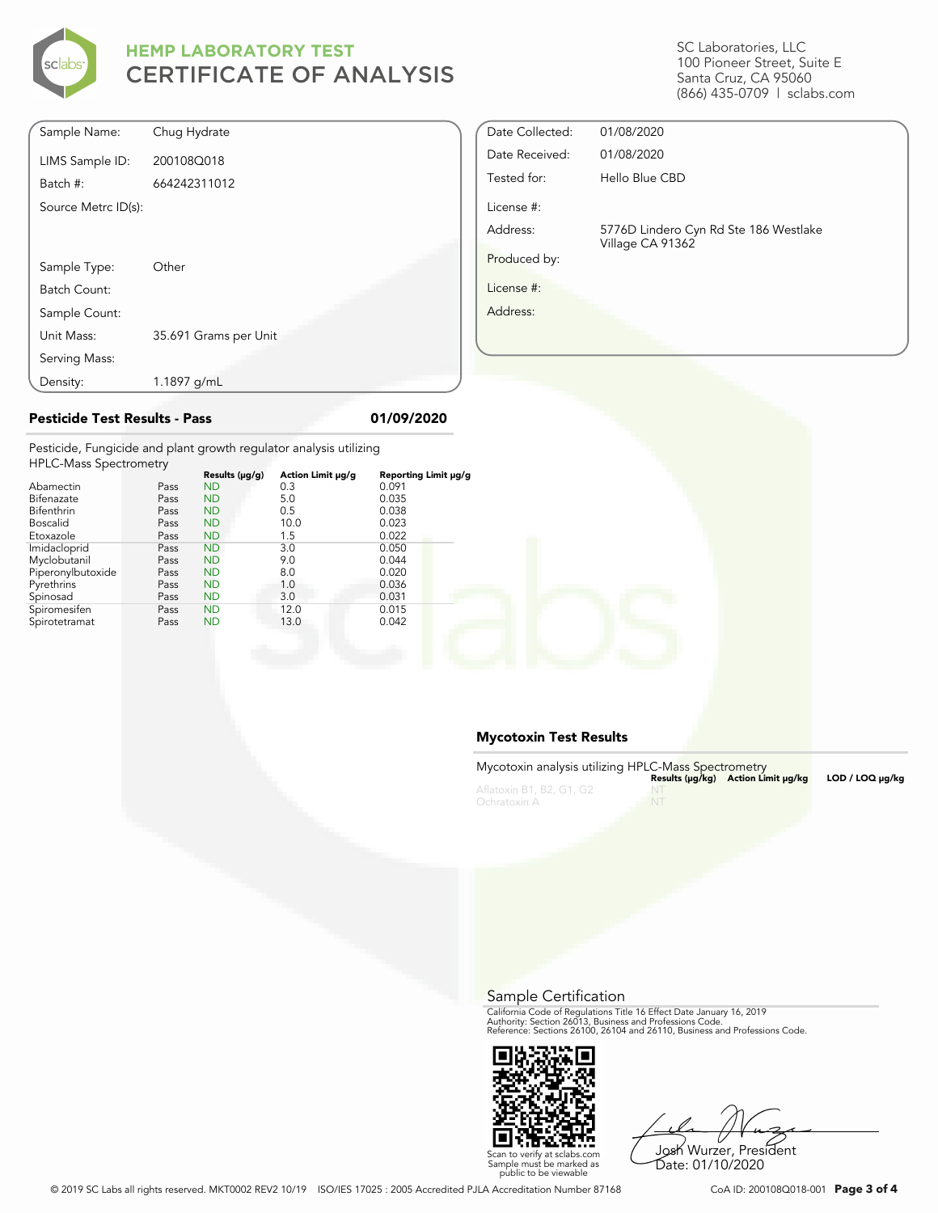# HEMP LABORATORY TEST
## CERTIFICATE OF ANALYSIS

SC Laboratories, LLC
100 Pioneer Street, Suite E
Santa Cruz, CA 95060
(866) 435-0709 | sclabs.com

| | |
|---|---|
| Sample Name: | Chug Hydrate |
| LIMS Sample ID: | 200108Q018 |
| Batch #: | 664242311012 |
| Source Metrc ID(s): | |
| Sample Type: | Other |
| Batch Count: | |
| Sample Count: | |
| Unit Mass: | 35.691 Grams per Unit |
| Serving Mass: | |
| Density: | 1.1897 g/mL |

| | |
|---|---|
| Date Collected: | 01/08/2020 |
| Date Received: | 01/08/2020 |
| Tested for: | Hello Blue CBD |
| License #: | |
| Address: | 5776D Lindero Cyn Rd Ste 186 Westlake Village CA 91362 |
| Produced by: | |
| License #: | |
| Address: | |

### Pesticide Test Results - Pass — 01/09/2020

Pesticide, Fungicide and plant growth regulator analysis utilizing HPLC-Mass Spectrometry

| | | Results (μg/g) | Action Limit μg/g | Reporting Limit μg/g |
|---|---|---|---|---|
| Abamectin | Pass | ND | 0.3 | 0.091 |
| Bifenazate | Pass | ND | 5.0 | 0.035 |
| Bifenthrin | Pass | ND | 0.5 | 0.038 |
| Boscalid | Pass | ND | 10.0 | 0.023 |
| Etoxazole | Pass | ND | 1.5 | 0.022 |
| Imidacloprid | Pass | ND | 3.0 | 0.050 |
| Myclobutanil | Pass | ND | 9.0 | 0.044 |
| Piperonylbutoxide | Pass | ND | 8.0 | 0.020 |
| Pyrethrins | Pass | ND | 1.0 | 0.036 |
| Spinosad | Pass | ND | 3.0 | 0.031 |
| Spiromesifen | Pass | ND | 12.0 | 0.015 |
| Spirotetramat | Pass | ND | 13.0 | 0.042 |

### Mycotoxin Test Results

Mycotoxin analysis utilizing HPLC-Mass Spectrometry

| | Results (μg/kg) | Action Limit μg/kg | LOD / LOQ μg/kg |
|---|---|---|---|
| Aflatoxin B1, B2, G1, G2 | NT | | |
| Ochratoxin A | NT | | |

### Sample Certification

California Code of Regulations Title 16 Effect Date January 16, 2019
Authority: Section 26013, Business and Professions Code.
Reference: Sections 26100, 26104 and 26110, Business and Professions Code.

Scan to verify at sclabs.com
Sample must be marked as public to be viewable

Josh Wurzer, President
Date: 01/10/2020

© 2019 SC Labs all rights reserved. MKT0002 REV2 10/19 ISO/IES 17025 : 2005 Accredited PJLA Accreditation Number 87168

CoA ID: 200108Q018-001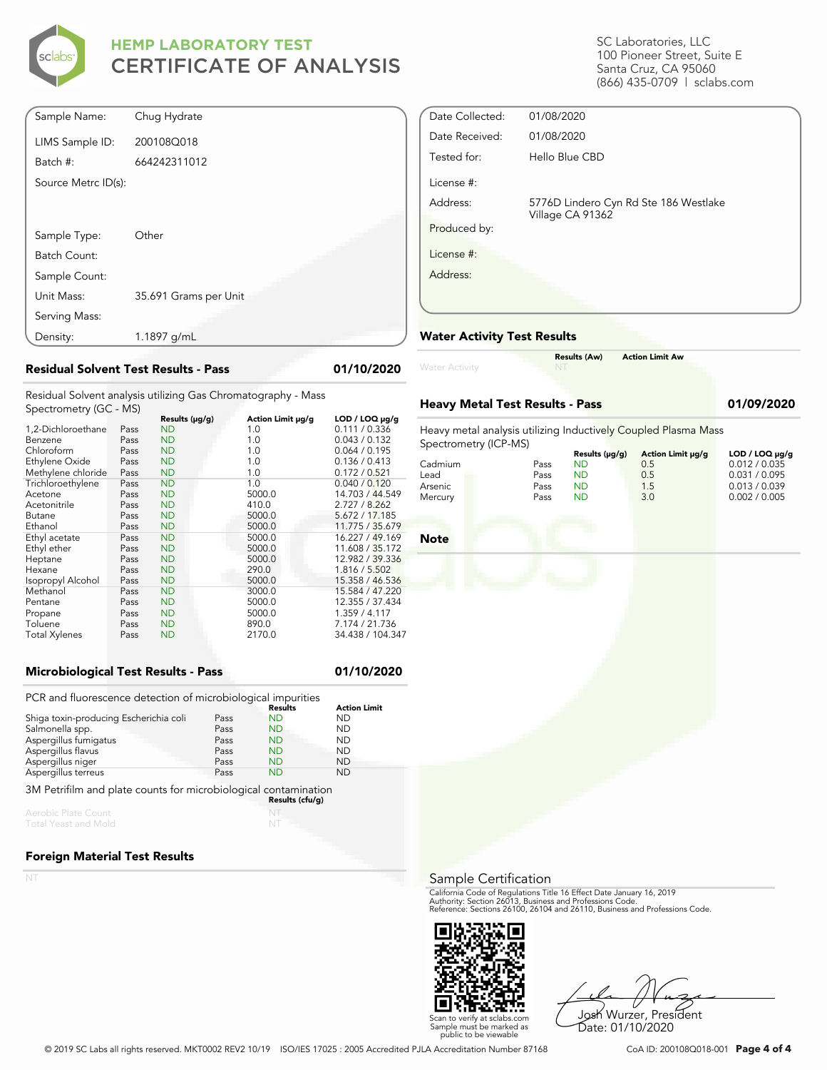# HEMP LABORATORY TEST
## CERTIFICATE OF ANALYSIS

SC Laboratories, LLC
100 Pioneer Street, Suite E
Santa Cruz, CA 95060
(866) 435-0709 | sclabs.com

| | |
|---|---|
| Sample Name: | Chug Hydrate |
| LIMS Sample ID: | 200108Q018 |
| Batch #: | 664242311012 |
| Source Metrc ID(s): | |
| Sample Type: | Other |
| Batch Count: | |
| Sample Count: | |
| Unit Mass: | 35.691 Grams per Unit |
| Serving Mass: | |
| Density: | 1.1897 g/mL |

| | |
|---|---|
| Date Collected: | 01/08/2020 |
| Date Received: | 01/08/2020 |
| Tested for: | Hello Blue CBD |
| License #: | |
| Address: | 5776D Lindero Cyn Rd Ste 186 Westlake Village CA 91362 |
| Produced by: | |
| License #: | |
| Address: | |

### Residual Solvent Test Results - Pass — 01/10/2020

Residual Solvent analysis utilizing Gas Chromatography - Mass Spectrometry (GC - MS)

| | | Results (µg/g) | Action Limit µg/g | LOD / LOQ µg/g |
|---|---|---|---|---|
| 1,2-Dichloroethane | Pass | ND | 1.0 | 0.111 / 0.336 |
| Benzene | Pass | ND | 1.0 | 0.043 / 0.132 |
| Chloroform | Pass | ND | 1.0 | 0.064 / 0.195 |
| Ethylene Oxide | Pass | ND | 1.0 | 0.136 / 0.413 |
| Methylene chloride | Pass | ND | 1.0 | 0.172 / 0.521 |
| Trichloroethylene | Pass | ND | 1.0 | 0.040 / 0.120 |
| Acetone | Pass | ND | 5000.0 | 14.703 / 44.549 |
| Acetonitrile | Pass | ND | 410.0 | 2.727 / 8.262 |
| Butane | Pass | ND | 5000.0 | 5.672 / 17.185 |
| Ethanol | Pass | ND | 5000.0 | 11.775 / 35.679 |
| Ethyl acetate | Pass | ND | 5000.0 | 16.227 / 49.169 |
| Ethyl ether | Pass | ND | 5000.0 | 11.608 / 35.172 |
| Heptane | Pass | ND | 5000.0 | 12.982 / 39.336 |
| Hexane | Pass | ND | 290.0 | 1.816 / 5.502 |
| Isopropyl Alcohol | Pass | ND | 5000.0 | 15.358 / 46.536 |
| Methanol | Pass | ND | 3000.0 | 15.584 / 47.220 |
| Pentane | Pass | ND | 5000.0 | 12.355 / 37.434 |
| Propane | Pass | ND | 5000.0 | 1.359 / 4.117 |
| Toluene | Pass | ND | 890.0 | 7.174 / 21.736 |
| Total Xylenes | Pass | ND | 2170.0 | 34.438 / 104.347 |

### Water Activity Test Results

| | Results (Aw) | Action Limit Aw |
|---|---|---|
| Water Activity | NT | |

### Heavy Metal Test Results - Pass — 01/09/2020

Heavy metal analysis utilizing Inductively Coupled Plasma Mass Spectrometry (ICP-MS)

| | | Results (µg/g) | Action Limit µg/g | LOD / LOQ µg/g |
|---|---|---|---|---|
| Cadmium | Pass | ND | 0.5 | 0.012 / 0.035 |
| Lead | Pass | ND | 0.5 | 0.031 / 0.095 |
| Arsenic | Pass | ND | 1.5 | 0.013 / 0.039 |
| Mercury | Pass | ND | 3.0 | 0.002 / 0.005 |

### Note

### Microbiological Test Results - Pass — 01/10/2020

PCR and fluorescence detection of microbiological impurities

| | | Results | Action Limit |
|---|---|---|---|
| Shiga toxin-producing Escherichia coli | Pass | ND | ND |
| Salmonella spp. | Pass | ND | ND |
| Aspergillus fumigatus | Pass | ND | ND |
| Aspergillus flavus | Pass | ND | ND |
| Aspergillus niger | Pass | ND | ND |
| Aspergillus terreus | Pass | ND | ND |

3M Petrifilm and plate counts for microbiological contamination

| | Results (cfu/g) |
|---|---|
| Aerobic Plate Count | NT |
| Total Yeast and Mold | NT |

### Foreign Material Test Results

NT

### Sample Certification

California Code of Regulations Title 16 Effect Date January 16, 2019
Authority: Section 26013, Business and Professions Code.
Reference: Sections 26100, 26104 and 26110, Business and Professions Code.

Scan to verify at sclabs.com
Sample must be marked as public to be viewable

Josh Wurzer, President
Date: 01/10/2020

© 2019 SC Labs all rights reserved. MKT0002 REV2 10/19 ISO/IES 17025 : 2005 Accredited PJLA Accreditation Number 87168 CoA ID: 200108Q018-001